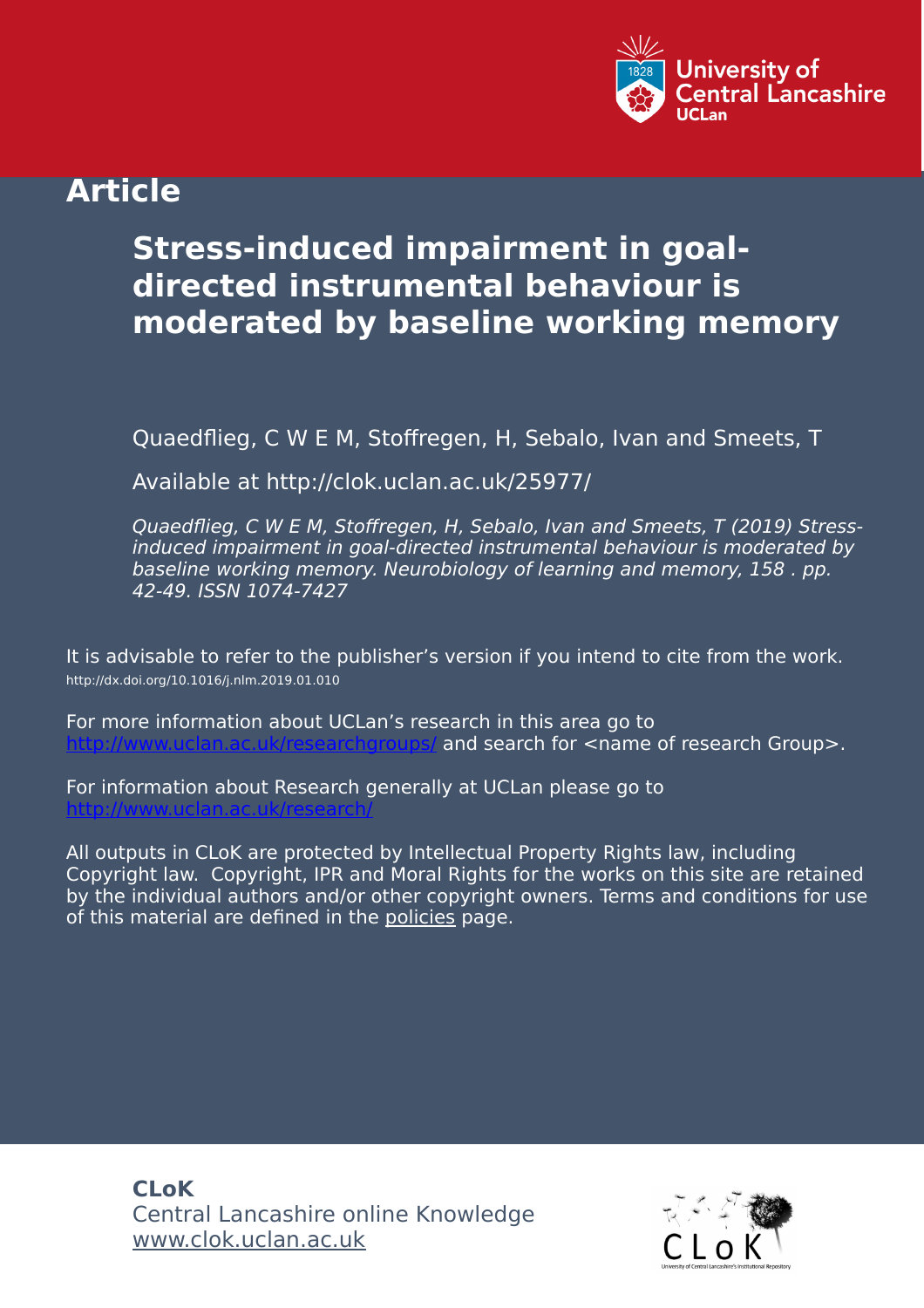University of Central Lancashire
UCLan

# Article

## Stress-induced impairment in goal-directed instrumental behaviour is moderated by baseline working memory

Quaedflieg, C W E M, Stoffregen, H, Sebalo, Ivan and Smeets, T

Available at http://clok.uclan.ac.uk/25977/

*Quaedflieg, C W E M, Stoffregen, H, Sebalo, Ivan and Smeets, T (2019) Stress-induced impairment in goal-directed instrumental behaviour is moderated by baseline working memory. Neurobiology of learning and memory, 158 . pp. 42-49. ISSN 1074-7427*

It is advisable to refer to the publisher's version if you intend to cite from the work.
http://dx.doi.org/10.1016/j.nlm.2019.01.010

For more information about UCLan's research in this area go to http://www.uclan.ac.uk/researchgroups/ and search for <name of research Group>.

For information about Research generally at UCLan please go to http://www.uclan.ac.uk/research/

All outputs in CLoK are protected by Intellectual Property Rights law, including Copyright law. Copyright, IPR and Moral Rights for the works on this site are retained by the individual authors and/or other copyright owners. Terms and conditions for use of this material are defined in the policies page.

**CLoK**
Central Lancashire online Knowledge
www.clok.uclan.ac.uk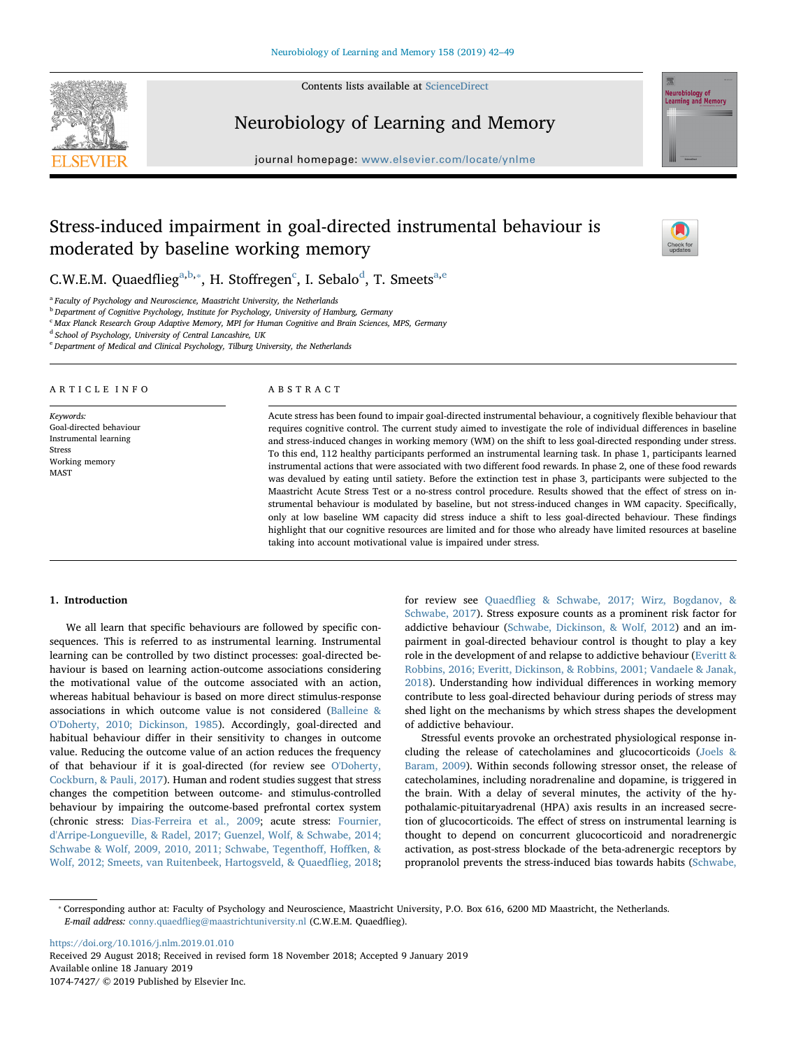# Stress-induced impairment in goal-directed instrumental behaviour is moderated by baseline working memory

C.W.E.M. Quaedflieg[a,b,*], H. Stoffregen[c], I. Sebalo[d], T. Smeets[a,e]

[a] Faculty of Psychology and Neuroscience, Maastricht University, the Netherlands
[b] Department of Cognitive Psychology, Institute for Psychology, University of Hamburg, Germany
[c] Max Planck Research Group Adaptive Memory, MPI for Human Cognitive and Brain Sciences, MPS, Germany
[d] School of Psychology, University of Central Lancashire, UK
[e] Department of Medical and Clinical Psychology, Tilburg University, the Netherlands

## ARTICLE INFO

*Keywords:*
Goal-directed behaviour
Instrumental learning
Stress
Working memory
MAST

## ABSTRACT

Acute stress has been found to impair goal-directed instrumental behaviour, a cognitively flexible behaviour that requires cognitive control. The current study aimed to investigate the role of individual differences in baseline and stress-induced changes in working memory (WM) on the shift to less goal-directed responding under stress. To this end, 112 healthy participants performed an instrumental learning task. In phase 1, participants learned instrumental actions that were associated with two different food rewards. In phase 2, one of these food rewards was devalued by eating until satiety. Before the extinction test in phase 3, participants were subjected to the Maastricht Acute Stress Test or a no-stress control procedure. Results showed that the effect of stress on instrumental behaviour is modulated by baseline, but not stress-induced changes in WM capacity. Specifically, only at low baseline WM capacity did stress induce a shift to less goal-directed behaviour. These findings highlight that our cognitive resources are limited and for those who already have limited resources at baseline taking into account motivational value is impaired under stress.

## 1. Introduction

We all learn that specific behaviours are followed by specific consequences. This is referred to as instrumental learning. Instrumental learning can be controlled by two distinct processes: goal-directed behaviour is based on learning action-outcome associations considering the motivational value of the outcome associated with an action, whereas habitual behaviour is based on more direct stimulus-response associations in which outcome value is not considered (Balleine & O'Doherty, 2010; Dickinson, 1985). Accordingly, goal-directed and habitual behaviour differ in their sensitivity to changes in outcome value. Reducing the outcome value of an action reduces the frequency of that behaviour if it is goal-directed (for review see O'Doherty, Cockburn, & Pauli, 2017). Human and rodent studies suggest that stress changes the competition between outcome- and stimulus-controlled behaviour by impairing the outcome-based prefrontal cortex system (chronic stress: Dias-Ferreira et al., 2009; acute stress: Fournier, d'Arripe-Longueville, & Radel, 2017; Guenzel, Wolf, & Schwabe, 2014; Schwabe & Wolf, 2009, 2010, 2011; Schwabe, Tegenthoff, Hoffken, & Wolf, 2012; Smeets, van Ruitenbeek, Hartogsveld, & Quaedflieg, 2018; for review see Quaedflieg & Schwabe, 2017; Wirz, Bogdanov, & Schwabe, 2017). Stress exposure counts as a prominent risk factor for addictive behaviour (Schwabe, Dickinson, & Wolf, 2012) and an impairment in goal-directed behaviour control is thought to play a key role in the development of and relapse to addictive behaviour (Everitt & Robbins, 2016; Everitt, Dickinson, & Robbins, 2001; Vandaele & Janak, 2018). Understanding how individual differences in working memory contribute to less goal-directed behaviour during periods of stress may shed light on the mechanisms by which stress shapes the development of addictive behaviour.

Stressful events provoke an orchestrated physiological response including the release of catecholamines and glucocorticoids (Joels & Baram, 2009). Within seconds following stressor onset, the release of catecholamines, including noradrenaline and dopamine, is triggered in the brain. With a delay of several minutes, the activity of the hypothalamic-pituitaryadrenal (HPA) axis results in an increased secretion of glucocorticoids. The effect of stress on instrumental learning is thought to depend on concurrent glucocorticoid and noradrenergic activation, as post-stress blockade of the beta-adrenergic receptors by propranolol prevents the stress-induced bias towards habits (Schwabe,

* Corresponding author at: Faculty of Psychology and Neuroscience, Maastricht University, P.O. Box 616, 6200 MD Maastricht, the Netherlands.
*E-mail address:* conny.quaedflieg@maastrichtuniversity.nl (C.W.E.M. Quaedflieg).

https://doi.org/10.1016/j.nlm.2019.01.010
Received 29 August 2018; Received in revised form 18 November 2018; Accepted 9 January 2019
Available online 18 January 2019
1074-7427/ © 2019 Published by Elsevier Inc.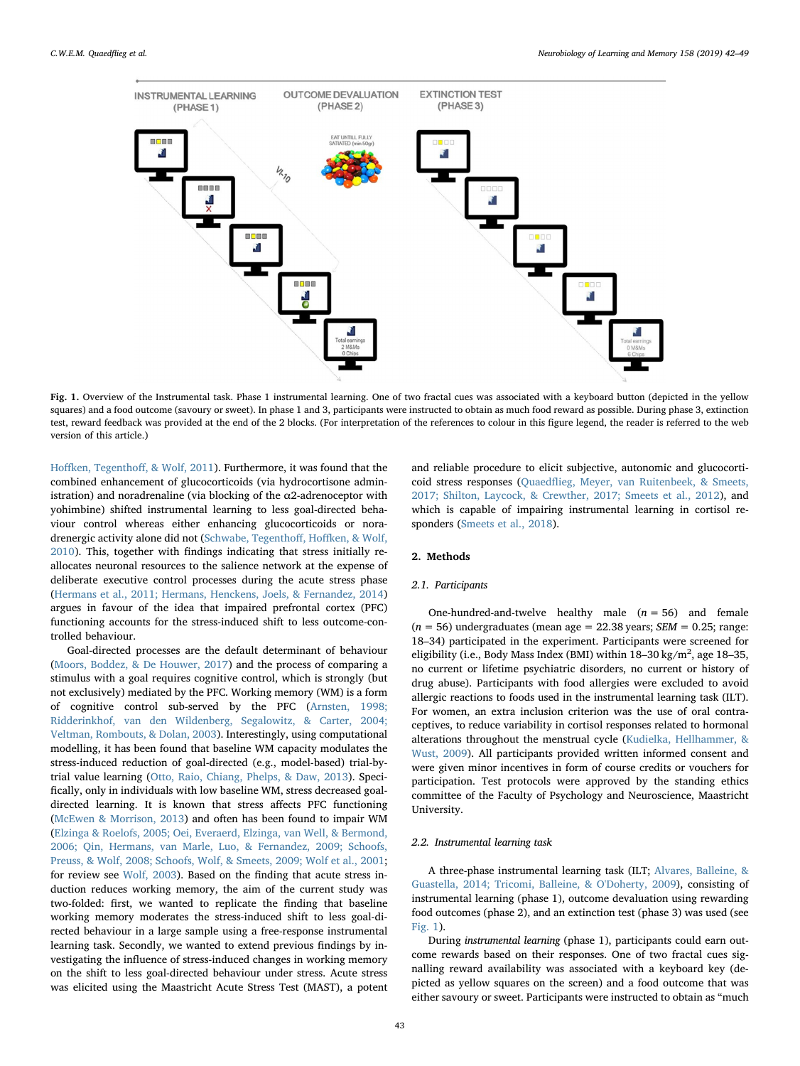**Fig. 1.** Overview of the Instrumental task. Phase 1 instrumental learning. One of two fractal cues was associated with a keyboard button (depicted in the yellow squares) and a food outcome (savoury or sweet). In phase 1 and 3, participants were instructed to obtain as much food reward as possible. During phase 3, extinction test, reward feedback was provided at the end of the 2 blocks. (For interpretation of the references to colour in this figure legend, the reader is referred to the web version of this article.)

Hoffken, Tegenthoff, & Wolf, 2011). Furthermore, it was found that the combined enhancement of glucocorticoids (via hydrocortisone administration) and noradrenaline (via blocking of the α2-adrenoceptor with yohimbine) shifted instrumental learning to less goal-directed behaviour control whereas either enhancing glucocorticoids or noradrenergic activity alone did not (Schwabe, Tegenthoff, Hoffken, & Wolf, 2010). This, together with findings indicating that stress initially reallocates neuronal resources to the salience network at the expense of deliberate executive control processes during the acute stress phase (Hermans et al., 2011; Hermans, Henckens, Joels, & Fernandez, 2014) argues in favour of the idea that impaired prefrontal cortex (PFC) functioning accounts for the stress-induced shift to less outcome-controlled behaviour.

Goal-directed processes are the default determinant of behaviour (Moors, Boddez, & De Houwer, 2017) and the process of comparing a stimulus with a goal requires cognitive control, which is strongly (but not exclusively) mediated by the PFC. Working memory (WM) is a form of cognitive control sub-served by the PFC (Arnsten, 1998; Ridderinkhof, van den Wildenberg, Segalowitz, & Carter, 2004; Veltman, Rombouts, & Dolan, 2003). Interestingly, using computational modelling, it has been found that baseline WM capacity modulates the stress-induced reduction of goal-directed (e.g., model-based) trial-by-trial value learning (Otto, Raio, Chiang, Phelps, & Daw, 2013). Specifically, only in individuals with low baseline WM, stress decreased goal-directed learning. It is known that stress affects PFC functioning (McEwen & Morrison, 2013) and often has been found to impair WM (Elzinga & Roelofs, 2005; Oei, Everaerd, Elzinga, van Well, & Bermond, 2006; Qin, Hermans, van Marle, Luo, & Fernandez, 2009; Schoofs, Preuss, & Wolf, 2008; Schoofs, Wolf, & Smeets, 2009; Wolf et al., 2001; for review see Wolf, 2003). Based on the finding that acute stress induction reduces working memory, the aim of the current study was two-folded: first, we wanted to replicate the finding that baseline working memory moderates the stress-induced shift to less goal-directed behaviour in a large sample using a free-response instrumental learning task. Secondly, we wanted to extend previous findings by investigating the influence of stress-induced changes in working memory on the shift to less goal-directed behaviour under stress. Acute stress was elicited using the Maastricht Acute Stress Test (MAST), a potent and reliable procedure to elicit subjective, autonomic and glucocorticoid stress responses (Quaedflieg, Meyer, van Ruitenbeek, & Smeets, 2017; Shilton, Laycock, & Crewther, 2017; Smeets et al., 2012), and which is capable of impairing instrumental learning in cortisol responders (Smeets et al., 2018).

## 2. Methods

### 2.1. Participants

One-hundred-and-twelve healthy male ($n = 56$) and female ($n = 56$) undergraduates (mean age = 22.38 years; $SEM = 0.25$; range: 18–34) participated in the experiment. Participants were screened for eligibility (i.e., Body Mass Index (BMI) within 18–30 kg/m$^2$, age 18–35, no current or lifetime psychiatric disorders, no current or history of drug abuse). Participants with food allergies were excluded to avoid allergic reactions to foods used in the instrumental learning task (ILT). For women, an extra inclusion criterion was the use of oral contraceptives, to reduce variability in cortisol responses related to hormonal alterations throughout the menstrual cycle (Kudielka, Hellhammer, & Wust, 2009). All participants provided written informed consent and were given minor incentives in form of course credits or vouchers for participation. Test protocols were approved by the standing ethics committee of the Faculty of Psychology and Neuroscience, Maastricht University.

### 2.2. Instrumental learning task

A three-phase instrumental learning task (ILT; Alvares, Balleine, & Guastella, 2014; Tricomi, Balleine, & O'Doherty, 2009), consisting of instrumental learning (phase 1), outcome devaluation using rewarding food outcomes (phase 2), and an extinction test (phase 3) was used (see Fig. 1).

During *instrumental learning* (phase 1), participants could earn outcome rewards based on their responses. One of two fractal cues signalling reward availability was associated with a keyboard key (depicted as yellow squares on the screen) and a food outcome that was either savoury or sweet. Participants were instructed to obtain as "much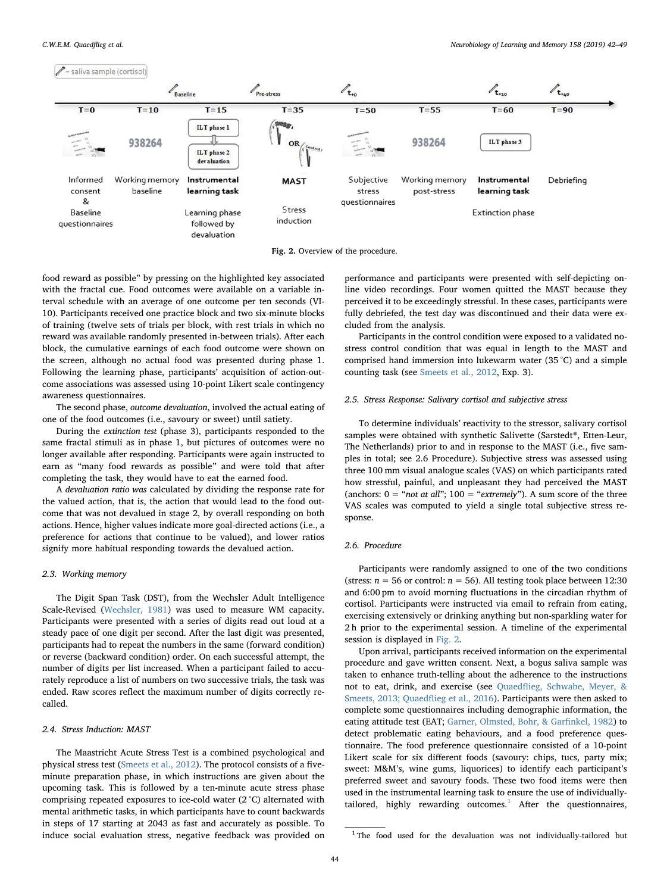Fig. 2. Overview of the procedure.

food reward as possible" by pressing on the highlighted key associated with the fractal cue. Food outcomes were available on a variable interval schedule with an average of one outcome per ten seconds (VI-10). Participants received one practice block and two six-minute blocks of training (twelve sets of trials per block, with rest trials in which no reward was available randomly presented in-between trials). After each block, the cumulative earnings of each food outcome were shown on the screen, although no actual food was presented during phase 1. Following the learning phase, participants' acquisition of action-outcome associations was assessed using 10-point Likert scale contingency awareness questionnaires.

The second phase, *outcome devaluation*, involved the actual eating of one of the food outcomes (i.e., savoury or sweet) until satiety.

During the *extinction test* (phase 3), participants responded to the same fractal stimuli as in phase 1, but pictures of outcomes were no longer available after responding. Participants were again instructed to earn as "many food rewards as possible" and were told that after completing the task, they would have to eat the earned food.

A *devaluation ratio was* calculated by dividing the response rate for the valued action, that is, the action that would lead to the food outcome that was not devalued in stage 2, by overall responding on both actions. Hence, higher values indicate more goal-directed actions (i.e., a preference for actions that continue to be valued), and lower ratios signify more habitual responding towards the devalued action.

### 2.3. Working memory

The Digit Span Task (DST), from the Wechsler Adult Intelligence Scale-Revised (Wechsler, 1981) was used to measure WM capacity. Participants were presented with a series of digits read out loud at a steady pace of one digit per second. After the last digit was presented, participants had to repeat the numbers in the same (forward condition) or reverse (backward condition) order. On each successful attempt, the number of digits per list increased. When a participant failed to accurately reproduce a list of numbers on two successive trials, the task was ended. Raw scores reflect the maximum number of digits correctly recalled.

### 2.4. Stress Induction: MAST

The Maastricht Acute Stress Test is a combined psychological and physical stress test (Smeets et al., 2012). The protocol consists of a five-minute preparation phase, in which instructions are given about the upcoming task. This is followed by a ten-minute acute stress phase comprising repeated exposures to ice-cold water (2 °C) alternated with mental arithmetic tasks, in which participants have to count backwards in steps of 17 starting at 2043 as fast and accurately as possible. To induce social evaluation stress, negative feedback was provided on performance and participants were presented with self-depicting online video recordings. Four women quitted the MAST because they perceived it to be exceedingly stressful. In these cases, participants were fully debriefed, the test day was discontinued and their data were excluded from the analysis.

Participants in the control condition were exposed to a validated no-stress control condition that was equal in length to the MAST and comprised hand immersion into lukewarm water (35 °C) and a simple counting task (see Smeets et al., 2012, Exp. 3).

### 2.5. Stress Response: Salivary cortisol and subjective stress

To determine individuals' reactivity to the stressor, salivary cortisol samples were obtained with synthetic Salivette (Sarstedt®, Etten-Leur, The Netherlands) prior to and in response to the MAST (i.e., five samples in total; see 2.6 Procedure). Subjective stress was assessed using three 100 mm visual analogue scales (VAS) on which participants rated how stressful, painful, and unpleasant they had perceived the MAST (anchors: 0 = "*not at all*"; 100 = "*extremely*"). A sum score of the three VAS scales was computed to yield a single total subjective stress response.

### 2.6. Procedure

Participants were randomly assigned to one of the two conditions (stress: $n = 56$ or control: $n = 56$). All testing took place between 12:30 and 6:00 pm to avoid morning fluctuations in the circadian rhythm of cortisol. Participants were instructed via email to refrain from eating, drinking, and exercise (see Quaedflieg, Schwabe, Meyer, & Smeets, 2013; Quaedflieg et al., 2016). Participants were then asked to complete some questionnaires including demographic information, the eating attitude test (EAT; Garner, Olmsted, Bohr, & Garfinkel, 1982) to detect problematic eating behaviours, and a food preference questionnaire. The food preference questionnaire consisted of a 10-point Likert scale for six different foods (savoury: chips, tucs, party mix; sweet: M&M's, wine gums, liquorices) to identify each participant's preferred sweet and savoury foods. These two food items were then used in the instrumental learning task to ensure the use of individually-tailored, highly rewarding outcomes.[1] After the questionnaires,

Participants were instructed via email to refrain from eating, drinking, exercising extensively or drinking anything but non-sparkling water for 2 h prior to the experimental session. A timeline of the experimental session is displayed in Fig. 2.

Upon arrival, participants received information on the experimental procedure and gave written consent. Next, a bogus saliva sample was taken to enhance truth-telling about the adherence to the instructions not to eat, drink, and exercise

[1] The food used for the devaluation was not individually-tailored but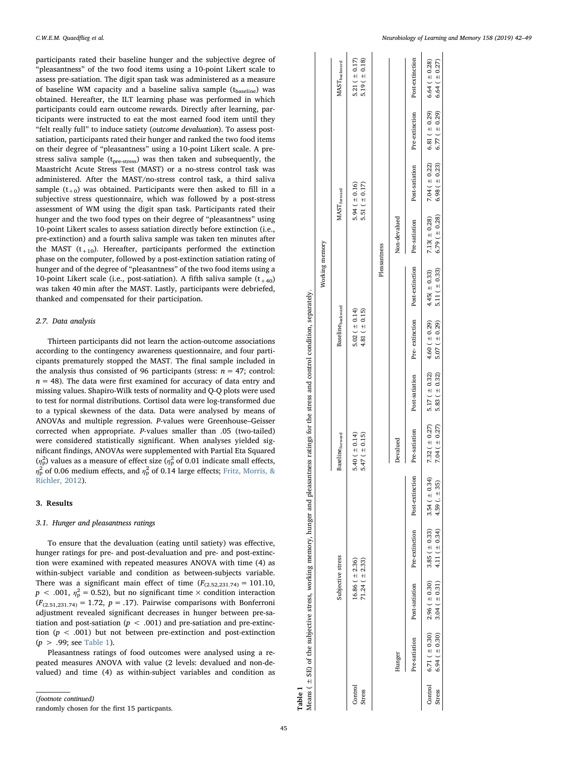participants rated their baseline hunger and the subjective degree of "pleasantness" of the two food items using a 10-point Likert scale to assess pre-satiation. The digit span task was administered as a measure of baseline WM capacity and a baseline saliva sample ($t_{baseline}$) was obtained. Hereafter, the ILT learning phase was performed in which participants could earn outcome rewards. Directly after learning, participants were instructed to eat the most earned food item until they "felt really full" to induce satiety (*outcome devaluation*). To assess post-satiation, participants rated their hunger and ranked the two food items on their degree of "pleasantness" using a 10-point Likert scale. A pre-stress saliva sample ($t_{pre\text{-}stress}$) was then taken and subsequently, the Maastricht Acute Stress Test (MAST) or a no-stress control task was administered. After the MAST/no-stress control task, a third saliva sample ($t_{+0}$) was obtained. Participants were then asked to fill in a subjective stress questionnaire, which was followed by a post-stress assessment of WM using the digit span task. Participants rated their hunger and the two food types on their degree of "pleasantness" using 10-point Likert scales to assess satiation directly before extinction (i.e., pre-extinction) and a fourth saliva sample was taken ten minutes after the MAST ($t_{+10}$). Hereafter, participants performed the extinction phase on the computer, followed by a post-extinction satiation rating of hunger and of the degree of "pleasantness" of the two food items using a 10-point Likert scale (i.e., post-satiation). A fifth saliva sample ($t_{+40}$) was taken 40 min after the MAST. Lastly, participants were debriefed, thanked and compensated for their participation.

### 2.7. Data analysis

Thirteen participants did not learn the action-outcome associations according to the contingency awareness questionnaire, and four participants prematurely stopped the MAST. The final sample included in the analysis thus consisted of 96 participants (stress: $n = 47$; control: $n = 48$). The data were first examined for accuracy of data entry and missing values. Shapiro-Wilk tests of normality and Q-Q plots were used to test for normal distributions. Cortisol data were log-transformed due to a typical skewness of the data. Data were analysed by means of ANOVAs and multiple regression. *P*-values were Greenhouse–Geisser corrected when appropriate. *P*-values smaller than .05 (two-tailed) were considered statistically significant. When analyses yielded significant findings, ANOVAs were supplemented with Partial Eta Squared ($\eta_p^2$) values as a measure of effect size ($\eta_p^2$ of 0.01 indicate small effects, $\eta_p^2$ of 0.06 medium effects, and $\eta_p^2$ of 0.14 large effects; Fritz, Morris, & Richler, 2012).

## 3. Results

### 3.1. Hunger and pleasantness ratings

To ensure that the devaluation (eating until satiety) was effective, hunger ratings for pre- and post-devaluation and pre- and post-extinction were examined with repeated measures ANOVA with time (4) as within-subject variable and condition as between-subjects variable. There was a significant main effect of time ($F_{(2.52,231.74)} = 101.10$, $p < .001$, $\eta_p^2 = 0.52$), but no significant time × condition interaction ($F_{(2.51,231.74)} = 1.72$, $p = .17$). Pairwise comparisons with Bonferroni adjustment revealed significant decreases in hunger between pre-satiation and post-satiation ($p < .001$) and pre-satiation and pre-extinction ($p < .001$) but not between pre-extinction and post-extinction ($p > .99$; see Table 1).

Pleasantness ratings of food outcomes were analysed using a repeated measures ANOVA with value (2 levels: devalued and non-devalued) and time (4) as within-subject variables and condition as

(*footnote continued*)
randomly chosen for the first 15 particpants.

**Table 1**
Means (± SE) of the subjective stress, working memory, hunger and pleasantness ratings for the stress and control condition, separately.

| | Subjective stress | Working memory | | | |
|---|---|---|---|---|---|
| | | $Baseline_{forward}$ | $Baseline_{backward}$ | $MAST_{forward}$ | $MAST_{backward}$ |
| Control | 16.86 (± 2.36) | 5.40 (± 0.14) | 5.02 (± 0.14) | 5.94 (± 0.16) | 5.21 (± 0.17) |
| Stress | 71.24 (± 2.33) | 5.47 (± 0.15) | 4.81 (± 0.15) | 5.51 (± 0.17) | 5.19 (± 0.18) |

| | Hunger | | | | Pleasantness | | | | | | | |
|---|---|---|---|---|---|---|---|---|---|---|---|---|
| | | | | | Devalued | | | | Non-devalued | | | |
| | Pre-satiation | Post-satiation | Pre-extinction | Post-extinction | Pre-satiation | Post-satiation | Pre- extinction | Post-extinction | Pre-satiation | Post-satiation | Pre-extinction | Post-extinction |
| Control | 6.71 (± 0.30) | 2.96 (± 0.30) | 3.85 (± 0.33) | 3.54 (± 0.34) | 7.32 (± 0.27) | 5.17 (± 0.32) | 4.60 (± 0.29) | 4.45( ± 0.33) | 7.13( ± 0.28) | 7.04 (± 0.22) | 6.81 (± 0.29) | 6.64 (± 0.28) |
| Stress | 6.94 (± 0.30) | 3.04 (± 0.31) | 4.11 (± 0.34) | 4.59 (. ± 35) | 7.04 (± 0.27) | 5.83 (± 0.32) | 5.07 (± 0.29) | 5.11 (± 0.33) | 6.79 (± 0.28) | 6.98 (± 0.23) | 6.77 (± 0.29) | 6.64 (± 0.27) |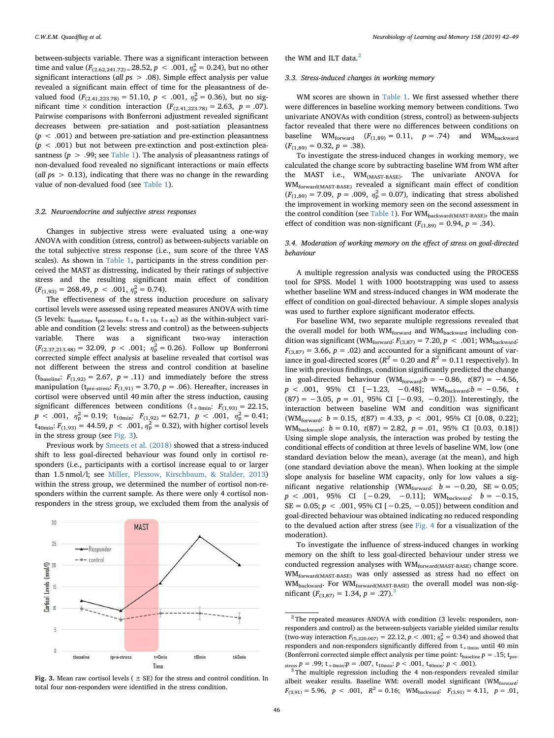between-subjects variable. There was a significant interaction between time and value ($F_{(2.62,241.72)} = 28.52$, $p < .001$, $\eta^2_p = 0.24$), but no other significant interactions (*all ps* > .08). Simple effect analysis per value revealed a significant main effect of time for the pleasantness of devalued food ($F_{(2.41,223.78)} = 51.10$, $p < .001$, $\eta^2_p = 0.36$), but no significant time × condition interaction ($F_{(2.41,223.78)} = 2.63$, $p = .07$). Pairwise comparisons with Bonferroni adjustment revealed significant decreases between pre-satiation and post-satiation pleasantness ($p < .001$) and between pre-satiation and pre-extinction pleasantness ($p < .001$) but not between pre-extinction and post-extinction pleasantness ($p > .99$; see Table 1). The analysis of pleasantness ratings of non-devalued food revealed no significant interactions or main effects (*all ps* > 0.13), indicating that there was no change in the rewarding value of non-devalued food (see Table 1).

### 3.2. Neuroendocrine and subjective stress responses

Changes in subjective stress were evaluated using a one-way ANOVA with condition (stress, control) as between-subjects variable on the total subjective stress response (i.e., sum score of the three VAS scales). As shown in Table 1, participants in the stress condition perceived the MAST as distressing, indicated by their ratings of subjective stress and the resulting significant main effect of condition ($F_{(1,93)} = 268.49$, $p < .001$, $\eta^2_p = 0.74$).

The effectiveness of the stress induction procedure on salivary cortisol levels were assessed using repeated measures ANOVA with time (5 levels: $t_{baseline}$, $t_{pre\text{-}stress}$, $t_{+0}$, $t_{+10}$, $t_{+40}$) as the within-subject variable and condition (2 levels: stress and control) as the between-subjects variable. There was a significant two-way interaction ($F_{(2.37,213.48)} = 32.09$, $p < .001$; $\eta^2_p = 0.26$). Follow up Bonferroni corrected simple effect analysis at baseline revealed that cortisol was not different between the stress and control condition at baseline ($t_{baseline}$: $F_{(1,92)} = 2.67$, $p = .11$) and immediately before the stress manipulation ($t_{pre\text{-}stress}$: $F_{(1,91)} = 3.70$, $p = .06$). Hereafter, increases in cortisol were observed until 40 min after the stress induction, causing significant differences between conditions ($t_{+0min}$: $F_{(1,93)} = 22.15$, $p < .001$, $\eta^2_p = 0.19$; $t_{10min}$: $F_{(1,92)} = 62.71$, $p < .001$, $\eta^2_p = 0.41$; $t_{40min}$: $F_{(1,93)} = 44.59$, $p < .001$, $\eta^2_p = 0.32$), with higher cortisol levels in the stress group (see Fig. 3).

Previous work by Smeets et al. (2018) showed that a stress-induced shift to less goal-directed behaviour was found only in cortisol responders (i.e., participants with a cortisol increase equal to or larger than 1.5 nmol/l; see Miller, Plessow, Kirschbaum, & Stalder, 2013) within the stress group, we determined the number of cortisol non-responders within the current sample. As there were only 4 cortisol non-responders in the stress group, we excluded them from the analysis of the WM and ILT data.[2]

**Fig. 3.** Mean raw cortisol levels (± SE) for the stress and control condition. In total four non-responders were identified in the stress condition.

### 3.3. Stress-induced changes in working memory

WM scores are shown in Table 1. We first assessed whether there were differences in baseline working memory between conditions. Two univariate ANOVAs with condition (stress, control) as between-subjects factor revealed that there were no differences between conditions on baseline $WM_{forward}$ ($F_{(1,89)} = 0.11$, $p = .74$) and $WM_{backward}$ ($F_{(1,89)} = 0.32$, $p = .38$).

To investigate the stress-induced changes in working memory, we calculated the change score by subtracting baseline WM from WM after the MAST i.e., $WM_{(MAST\text{-}BASE)}$. The univariate ANOVA for $WM_{forward(MAST\text{-}BASE)}$ revealed a significant main effect of condition ($F_{(1,89)} = 7.09$, $p = .009$, $\eta^2_p = 0.07$), indicating that stress abolished the improvement in working memory seen on the second assessment in the control condition (see Table 1). For $WM_{backward(MAST\text{-}BASE)}$, the main effect of condition was non-significant ($F_{(1,89)} = 0.94$, $p = .34$).

### 3.4. Moderation of working memory on the effect of stress on goal-directed behaviour

A multiple regression analysis was conducted using the PROCESS tool for SPSS. Model 1 with 1000 bootstrapping was used to assess whether baseline WM and stress-induced changes in WM moderate the effect of condition on goal-directed behaviour. A simple slopes analysis was used to further explore significant moderator effects.

For baseline WM, two separate multiple regressions revealed that the overall model for both $WM_{forward}$ and $WM_{backward}$ including condition was significant ($WM_{forward}$: $F_{(3,87)} = 7.20, p < .001$; $WM_{backward}$: $F_{(3,87)} = 3.66$, $p = .02$) and accounted for a significant amount of variance in goal-directed scores ($R^2 = 0.20$ and $R^2 = 0.11$ respectively). In line with previous findings, condition significantly predicted the change in goal-directed behaviour ($WM_{forward}$: $b = -0.86$, $t(87) = -4.56$, $p < .001$, 95% CI [−1.23, −0.48]; $WM_{backward}$: $b = -0.56$, $t(87) = -3.05$, $p = .01$, 95% CI [−0.93, −0.20]). Interestingly, the interaction between baseline WM and condition was significant ($WM_{forward}$: $b = 0.15$, $t(87) = 4.33$, $p < .001$, 95% CI [0.08, 0.22]; $WM_{backward}$: $b = 0.10$, $t(87) = 2.82$, $p = .01$, 95% CI [0.03, 0.18]) Using simple slope analysis, the interaction was probed by testing the conditional effects of condition at three levels of baseline WM, low (one standard deviation below the mean), average (at the mean), and high (one standard deviation above the mean). When looking at the simple slope analysis for baseline WM capacity, only for low values a significant negative relationship ($WM_{forward}$: $b = -0.20$, SE = 0.05; $p < .001$, 95% CI [−0.29, −0.11]; $WM_{backward}$: $b = -0.15$, SE = 0.05; $p < .001$, 95% CI [−0.25, −0.05]) between condition and goal-directed behaviour was obtained indicating no reduced responding to the devalued action after stress (see Fig. 4 for a visualization of the moderation).

To investigate the influence of stress-induced changes in working memory on the shift to less goal-directed behaviour under stress we conducted regression analyses with $WM_{forward(MAST\text{-}BASE)}$ change score. $WM_{forward(MAST\text{-}BASE)}$ was only assessed as stress had no effect on $WM_{backward}$. For $WM_{forward(MAST\text{-}BASE)}$ the overall model was non-significant ($F_{(3,87)} = 1.34$, $p = .27$).[3]

---

[2] The repeated measures ANOVA with condition (3 levels: responders, non-responders and control) as the between-subjects variable yielded similar results (two-way interaction $F_{(5,220.007)} = 22.12$, $p < .001$; $\eta^2_p = 0.34$) and showed that responders and non-responders significantly differed from $t_{+0min}$ until 40 min (Bonferroni corrected simple effect analysis per time point: $t_{baseline}$ $p = .15$; $t_{pre\text{-}stress}$ $p = .99$; $t_{+0min}$: $p = .007$, $t_{10min}$: $p < .001$, $t_{40min}$: $p < .001$).

[3] The multiple regression including the 4 non-responders revealed similar albeit weaker results. Baseline WM: overall model significant ($WM_{forward}$: $F_{(3,91)} = 5.96$, $p < .001$, $R^2 = 0.16$; $WM_{backward}$: $F_{(3,91)} = 4.11$, $p = .01$,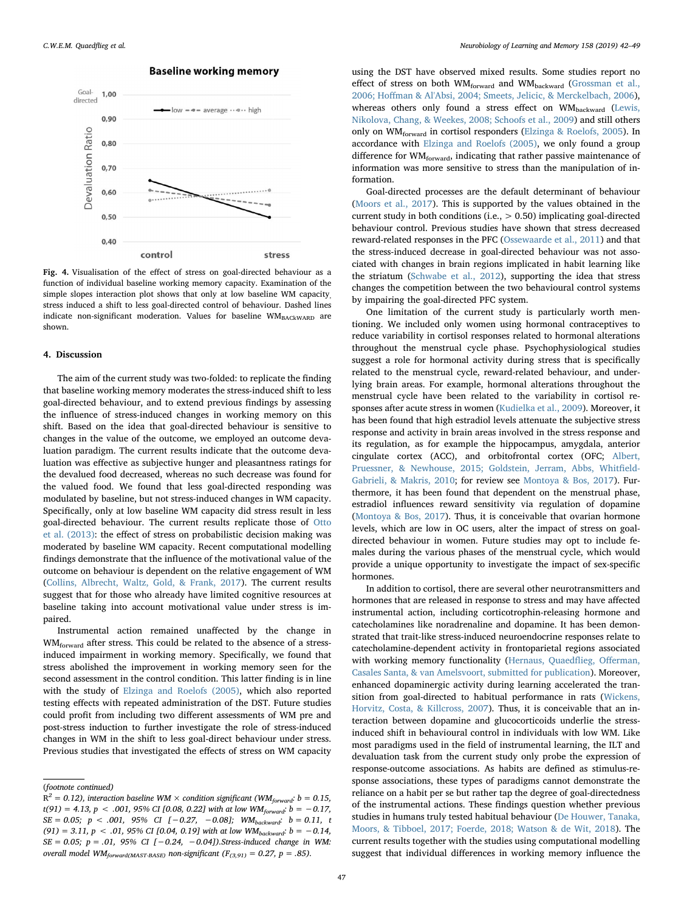Fig. 4. Visualisation of the effect of stress on goal-directed behaviour as a function of individual baseline working memory capacity. Examination of the simple slopes interaction plot shows that only at low baseline WM capacity, stress induced a shift to less goal-directed control of behaviour. Dashed lines indicate non-significant moderation. Values for baseline $WM_{BACkWARD}$ are shown.

## 4. Discussion

The aim of the current study was two-folded: to replicate the finding that baseline working memory moderates the stress-induced shift to less goal-directed behaviour, and to extend previous findings by assessing the influence of stress-induced changes in working memory on this shift. Based on the idea that goal-directed behaviour is sensitive to changes in the value of the outcome, we employed an outcome devaluation paradigm. The current results indicate that the outcome devaluation was effective as subjective hunger and pleasantness ratings for the devalued food decreased, whereas no such decrease was found for the valued food. We found that less goal-directed responding was modulated by baseline, but not stress-induced changes in WM capacity. Specifically, only at low baseline WM capacity did stress result in less goal-directed behaviour. The current results replicate those of Otto et al. (2013): the effect of stress on probabilistic decision making was moderated by baseline WM capacity. Recent computational modelling findings demonstrate that the influence of the motivational value of the outcome on behaviour is dependent on the relative engagement of WM (Collins, Albrecht, Waltz, Gold, & Frank, 2017). The current results suggest that for those who already have limited cognitive resources at baseline taking into account motivational value under stress is impaired.

Instrumental action remained unaffected by the change in $WM_{forward}$ after stress. This could be related to the absence of a stress-induced impairment in working memory. Specifically, we found that stress abolished the improvement in working memory seen for the second assessment in the control condition. This latter finding is in line with the study of Elzinga and Roelofs (2005), which also reported testing effects with repeated administration of the DST. Future studies could profit from including two different assessments of WM pre and post-stress induction to further investigate the role of stress-induced changes in WM in the shift to less goal-direct behaviour under stress. Previous studies that investigated the effects of stress on WM capacity using the DST have observed mixed results. Some studies report no effect of stress on both $WM_{forward}$ and $WM_{backward}$ (Grossman et al., 2006; Hoffman & Al'Absi, 2004; Smeets, Jelicic, & Merckelbach, 2006), whereas others only found a stress effect on $WM_{backward}$ (Lewis, Nikolova, Chang, & Weekes, 2008; Schoofs et al., 2009) and still others only on $WM_{forward}$ in cortisol responders (Elzinga & Roelofs, 2005). In accordance with Elzinga and Roelofs (2005), we only found a group difference for $WM_{forward}$, indicating that rather passive maintenance of information was more sensitive to stress than the manipulation of information.

Goal-directed processes are the default determinant of behaviour (Moors et al., 2017). This is supported by the values obtained in the current study in both conditions (i.e., > 0.50) implicating goal-directed behaviour control. Previous studies have shown that stress decreased reward-related responses in the PFC (Ossewaarde et al., 2011) and that the stress-induced decrease in goal-directed behaviour was not associated with changes in brain regions implicated in habit learning like the striatum (Schwabe et al., 2012), supporting the idea that stress changes the competition between the two behavioural control systems by impairing the goal-directed PFC system.

One limitation of the current study is particularly worth mentioning. We included only women using hormonal contraceptives to reduce variability in cortisol responses related to hormonal alterations throughout the menstrual cycle phase. Psychophysiological studies suggest a role for hormonal activity during stress that is specifically related to the menstrual cycle, reward-related behaviour, and underlying brain areas. For example, hormonal alterations throughout the menstrual cycle have been related to the variability in cortisol responses after acute stress in women (Kudielka et al., 2009). Moreover, it has been found that high estradiol levels attenuate the subjective stress response and activity in brain areas involved in the stress response and its regulation, as for example the hippocampus, amygdala, anterior cingulate cortex (ACC), and orbitofrontal cortex (OFC; Albert, Pruessner, & Newhouse, 2015; Goldstein, Jerram, Abbs, Whitfield-Gabrieli, & Makris, 2010; for review see Montoya & Bos, 2017). Furthermore, it has been found that dependent on the menstrual phase, estradiol influences reward sensitivity via regulation of dopamine (Montoya & Bos, 2017). Thus, it is conceivable that ovarian hormone levels, which are low in OC users, alter the impact of stress on goal-directed behaviour in women. Future studies may opt to include females during the various phases of the menstrual cycle, which would provide a unique opportunity to investigate the impact of sex-specific hormones.

In addition to cortisol, there are several other neurotransmitters and hormones that are released in response to stress and may have affected instrumental action, including corticotrophin-releasing hormone and catecholamines like noradrenaline and dopamine. It has been demonstrated that trait-like stress-induced neuroendocrine responses relate to catecholamine-dependent activity in frontoparietal regions associated with working memory functionality (Hernaus, Quaedflieg, Offerman, Casales Santa, & van Amelsvoort, submitted for publication). Moreover, enhanced dopaminergic activity during learning accelerated the transition from goal-directed to habitual performance in rats (Wickens, Horvitz, Costa, & Killcross, 2007). Thus, it is conceivable that an interaction between dopamine and glucocorticoids underlie the stress-induced shift in behavioural control in individuals with low WM. Like most paradigms used in the field of instrumental learning, the ILT and devaluation task from the current study only probe the expression of response-outcome associations. As habits are defined as stimulus-response associations, these types of paradigms cannot demonstrate the reliance on a habit per se but rather tap the degree of goal-directedness of the instrumental actions. These findings question whether previous studies in humans truly tested habitual behaviour (De Houwer, Tanaka, Moors, & Tibboel, 2017; Foerde, 2018; Watson & de Wit, 2018). The current results together with the studies using computational modelling suggest that individual differences in working memory influence the

(footnote continued)

*$R^2$ = 0.12), interaction baseline WM × condition significant ($WM_{forward}$: b = 0.15, t(91) = 4.13, p < .001, 95% CI [0.08, 0.22] with at low $WM_{forward}$: b = −0.17, SE = 0.05; p < .001, 95% CI [−0.27, −0.08]; $WM_{backward}$: b = 0.11, t (91) = 3.11, p < .01, 95% CI [0.04, 0.19] with at low $WM_{backward}$: b = −0.14, SE = 0.05; p = .01, 95% CI [−0.24, −0.04]).Stress-induced change in WM: overall model $WM_{forward(MAST-BASE)}$ non-significant ($F_{(3,91)}$ = 0.27, p = .85).*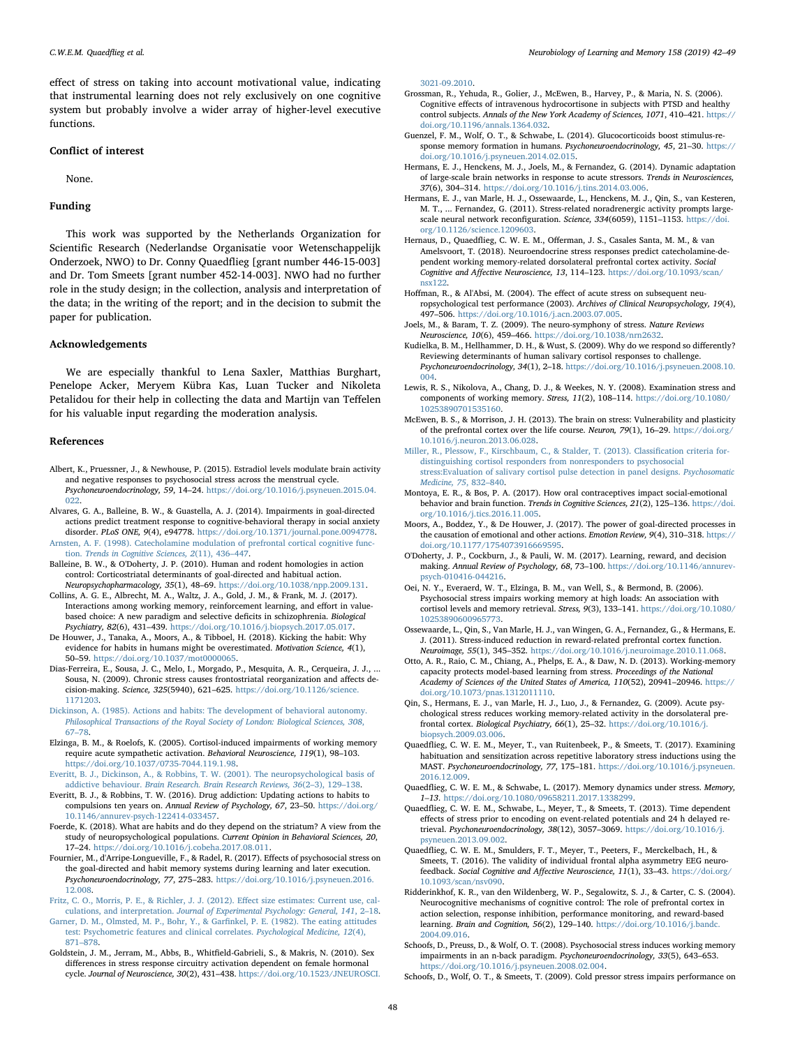effect of stress on taking into account motivational value, indicating that instrumental learning does not rely exclusively on one cognitive system but probably involve a wider array of higher-level executive functions.

## Conflict of interest

None.

## Funding

This work was supported by the Netherlands Organization for Scientific Research (Nederlandse Organisatie voor Wetenschappelijk Onderzoek, NWO) to Dr. Conny Quaedflieg [grant number 446-15-003] and Dr. Tom Smeets [grant number 452-14-003]. NWO had no further role in the study design; in the collection, analysis and interpretation of the data; in the writing of the report; and in the decision to submit the paper for publication.

## Acknowledgements

We are especially thankful to Lena Saxler, Matthias Burghart, Penelope Acker, Meryem Kübra Kas, Luan Tucker and Nikoleta Petalidou for their help in collecting the data and Martijn van Teffelen for his valuable input regarding the moderation analysis.

## References

Albert, K., Pruessner, J., & Newhouse, P. (2015). Estradiol levels modulate brain activity and negative responses to psychosocial stress across the menstrual cycle. *Psychoneuroendocrinology, 59*, 14–24. https://doi.org/10.1016/j.psyneuen.2015.04.022.

Alvares, G. A., Balleine, B. W., & Guastella, A. J. (2014). Impairments in goal-directed actions predict treatment response to cognitive-behavioral therapy in social anxiety disorder. *PLoS ONE, 9*(4), e94778. https://doi.org/10.1371/journal.pone.0094778.

Arnsten, A. F. (1998). Catecholamine modulation of prefrontal cortical cognitive function. *Trends in Cognitive Sciences, 2*(11), 436–447.

Balleine, B. W., & O'Doherty, J. P. (2010). Human and rodent homologies in action control: Corticostriatal determinants of goal-directed and habitual action. *Neuropsychopharmacology, 35*(1), 48–69. https://doi.org/10.1038/npp.2009.131.

Collins, A. G. E., Albrecht, M. A., Waltz, J. A., Gold, J. M., & Frank, M. J. (2017). Interactions among working memory, reinforcement learning, and effort in value-based choice: A new paradigm and selective deficits in schizophrenia. *Biological Psychiatry, 82*(6), 431–439. https://doi.org/10.1016/j.biopsych.2017.05.017.

De Houwer, J., Tanaka, A., Moors, A., & Tibboel, H. (2018). Kicking the habit: Why evidence for habits in humans might be overestimated. *Motivation Science, 4*(1), 50–59. https://doi.org/10.1037/mot0000065.

Dias-Ferreira, E., Sousa, J. C., Melo, I., Morgado, P., Mesquita, A. R., Cerqueira, J. J., ... Sousa, N. (2009). Chronic stress causes frontostriatal reorganization and affects decision-making. *Science, 325*(5940), 621–625. https://doi.org/10.1126/science.1171203.

Dickinson, A. (1985). Actions and habits: The development of behavioral autonomy. *Philosophical Transactions of the Royal Society of London: Biological Sciences, 308*, 67–78.

Elzinga, B. M., & Roelofs, K. (2005). Cortisol-induced impairments of working memory require acute sympathetic activation. *Behavioral Neuroscience, 119*(1), 98–103. https://doi.org/10.1037/0735-7044.119.1.98.

Everitt, B. J., Dickinson, A., & Robbins, T. W. (2001). The neuropsychological basis of addictive behaviour. *Brain Research. Brain Research Reviews, 36*(2–3), 129–138.

Everitt, B. J., & Robbins, T. W. (2016). Drug addiction: Updating actions to habits to compulsions ten years on. *Annual Review of Psychology, 67*, 23–50. https://doi.org/10.1146/annurev-psych-122414-033457.

Foerde, K. (2018). What are habits and do they depend on the striatum? A view from the study of neuropsychological populations. *Current Opinion in Behavioral Sciences, 20*, 17–24. https://doi.org/10.1016/j.cobeha.2017.08.011.

Fournier, M., d'Arripe-Longueville, F., & Radel, R. (2017). Effects of psychosocial stress on the goal-directed and habit memory systems during learning and later execution. *Psychoneuroendocrinology, 77*, 275–283. https://doi.org/10.1016/j.psyneuen.2016.12.008.

Fritz, C. O., Morris, P. E., & Richler, J. J. (2012). Effect size estimates: Current use, calculations, and interpretation. *Journal of Experimental Psychology: General, 141*, 2–18.

Garner, D. M., Olmsted, M. P., Bohr, Y., & Garfinkel, P. E. (1982). The eating attitudes test: Psychometric features and clinical correlates. *Psychological Medicine, 12*(4), 871–878.

Goldstein, J. M., Jerram, M., Abbs, B., Whitfield-Gabrieli, S., & Makris, N. (2010). Sex differences in stress response circuitry activation dependent on female hormonal cycle. *Journal of Neuroscience, 30*(2), 431–438. https://doi.org/10.1523/JNEUROSCI.3021-09.2010.

Grossman, R., Yehuda, R., Golier, J., McEwen, B., Harvey, P., & Maria, N. S. (2006). Cognitive effects of intravenous hydrocortisone in subjects with PTSD and healthy control subjects. *Annals of the New York Academy of Sciences, 1071*, 410–421. https://doi.org/10.1196/annals.1364.032.

Guenzel, F. M., Wolf, O. T., & Schwabe, L. (2014). Glucocorticoids boost stimulus-response memory formation in humans. *Psychoneuroendocrinology, 45*, 21–30. https://doi.org/10.1016/j.psyneuen.2014.02.015.

Hermans, E. J., Henckens, M. J., Joels, M., & Fernandez, G. (2014). Dynamic adaptation of large-scale brain networks in response to acute stressors. *Trends in Neurosciences, 37*(6), 304–314. https://doi.org/10.1016/j.tins.2014.03.006.

Hermans, E. J., van Marle, H. J., Ossewaarde, L., Henckens, M. J., Qin, S., van Kesteren, M. T., ... Fernandez, G. (2011). Stress-related noradrenergic activity prompts large-scale neural network reconfiguration. *Science, 334*(6059), 1151–1153. https://doi.org/10.1126/science.1209603.

Hernaus, D., Quaedflieg, C. W. E. M., Offerman, J. S., Casales Santa, M. M., & van Amelsvoort, T. (2018). Neuroendocrine stress responses predict catecholamine-dependent working memory-related dorsolateral prefrontal cortex activity. *Social Cognitive and Affective Neuroscience, 13*, 114–123. https://doi.org/10.1093/scan/nsx122.

Hoffman, R., & Al'Absi, M. (2004). The effect of acute stress on subsequent neuropsychological test performance (2003). *Archives of Clinical Neuropsychology, 19*(4), 497–506. https://doi.org/10.1016/j.acn.2003.07.005.

Joels, M., & Baram, T. Z. (2009). The neuro-symphony of stress. *Nature Reviews Neuroscience, 10*(6), 459–466. https://doi.org/10.1038/nrn2632.

Kudielka, B. M., Hellhammer, D. H., & Wust, S. (2009). Why do we respond so differently? Reviewing determinants of human salivary cortisol responses to challenge. *Psychoneuroendocrinology, 34*(1), 2–18. https://doi.org/10.1016/j.psyneuen.2008.10.004.

Lewis, R. S., Nikolova, A., Chang, D. J., & Weekes, N. Y. (2008). Examination stress and components of working memory. *Stress, 11*(2), 108–114. https://doi.org/10.1080/10253890701535160.

McEwen, B. S., & Morrison, J. H. (2013). The brain on stress: Vulnerability and plasticity of the prefrontal cortex over the life course. *Neuron, 79*(1), 16–29. https://doi.org/10.1016/j.neuron.2013.06.028.

Miller, R., Plessow, F., Kirschbaum, C., & Stalder, T. (2013). Classification criteria for distinguishing cortisol responders from nonresponders to psychosocial stress:Evaluation of salivary cortisol pulse detection in panel designs. *Psychosomatic Medicine, 75*, 832–840.

Montoya, E. R., & Bos, P. A. (2017). How oral contraceptives impact social-emotional behavior and brain function. *Trends in Cognitive Sciences, 21*(2), 125–136. https://doi.org/10.1016/j.tics.2016.11.005.

Moors, A., Boddez, Y., & De Houwer, J. (2017). The power of goal-directed processes in the causation of emotional and other actions. *Emotion Review, 9*(4), 310–318. https://doi.org/10.1177/1754073916669595.

O'Doherty, J. P., Cockburn, J., & Pauli, W. M. (2017). Learning, reward, and decision making. *Annual Review of Psychology, 68*, 73–100. https://doi.org/10.1146/annurev-psych-010416-044216.

Oei, N. Y., Everaerd, W. T., Elzinga, B. M., van Well, S., & Bermond, B. (2006). Psychosocial stress impairs working memory at high loads: An association with cortisol levels and memory retrieval. *Stress, 9*(3), 133–141. https://doi.org/10.1080/10253890600965773.

Ossewaarde, L., Qin, S., Van Marle, H. J., van Wingen, G. A., Fernandez, G., & Hermans, E. J. (2011). Stress-induced reduction in reward-related prefrontal cortex function. *Neuroimage, 55*(1), 345–352. https://doi.org/10.1016/j.neuroimage.2010.11.068.

Otto, A. R., Raio, C. M., Chiang, A., Phelps, E. A., & Daw, N. D. (2013). Working-memory capacity protects model-based learning from stress. *Proceedings of the National Academy of Sciences of the United States of America, 110*(52), 20941–20946. https://doi.org/10.1073/pnas.1312011110.

Qin, S., Hermans, E. J., van Marle, H. J., Luo, J., & Fernandez, G. (2009). Acute psychological stress reduces working memory-related activity in the dorsolateral prefrontal cortex. *Biological Psychiatry, 66*(1), 25–32. https://doi.org/10.1016/j.biopsych.2009.03.006.

Quaedflieg, C. W. E. M., Meyer, T., van Ruitenbeek, P., & Smeets, T. (2017). Examining habituation and sensitization across repetitive laboratory stress inductions using the MAST. *Psychoneuroendocrinology, 77*, 175–181. https://doi.org/10.1016/j.psyneuen.2016.12.009.

Quaedflieg, C. W. E. M., & Schwabe, L. (2017). Memory dynamics under stress. *Memory, 1–13*. https://doi.org/10.1080/09658211.2017.1338299.

Quaedflieg, C. W. E. M., Schwabe, L., Meyer, T., & Smeets, T. (2013). Time dependent effects of stress prior to encoding on event-related potentials and 24 h delayed retrieval. *Psychoneuroendocrinology, 38*(12), 3057–3069. https://doi.org/10.1016/j.psyneuen.2013.09.002.

Quaedflieg, C. W. E. M., Smulders, F. T., Meyer, T., Peeters, F., Merckelbach, H., & Smeets, T. (2016). The validity of individual frontal alpha asymmetry EEG neurofeedback. *Social Cognitive and Affective Neuroscience, 11*(1), 33–43. https://doi.org/10.1093/scan/nsv090.

Ridderinkhof, K. R., van den Wildenberg, W. P., Segalowitz, S. J., & Carter, C. S. (2004). Neurocognitive mechanisms of cognitive control: The role of prefrontal cortex in action selection, response inhibition, performance monitoring, and reward-based learning. *Brain and Cognition, 56*(2), 129–140. https://doi.org/10.1016/j.bandc.2004.09.016.

Schoofs, D., Preuss, D., & Wolf, O. T. (2008). Psychosocial stress induces working memory impairments in an n-back paradigm. *Psychoneuroendocrinology, 33*(5), 643–653. https://doi.org/10.1016/j.psyneuen.2008.02.004.

Schoofs, D., Wolf, O. T., & Smeets, T. (2009). Cold pressor stress impairs performance on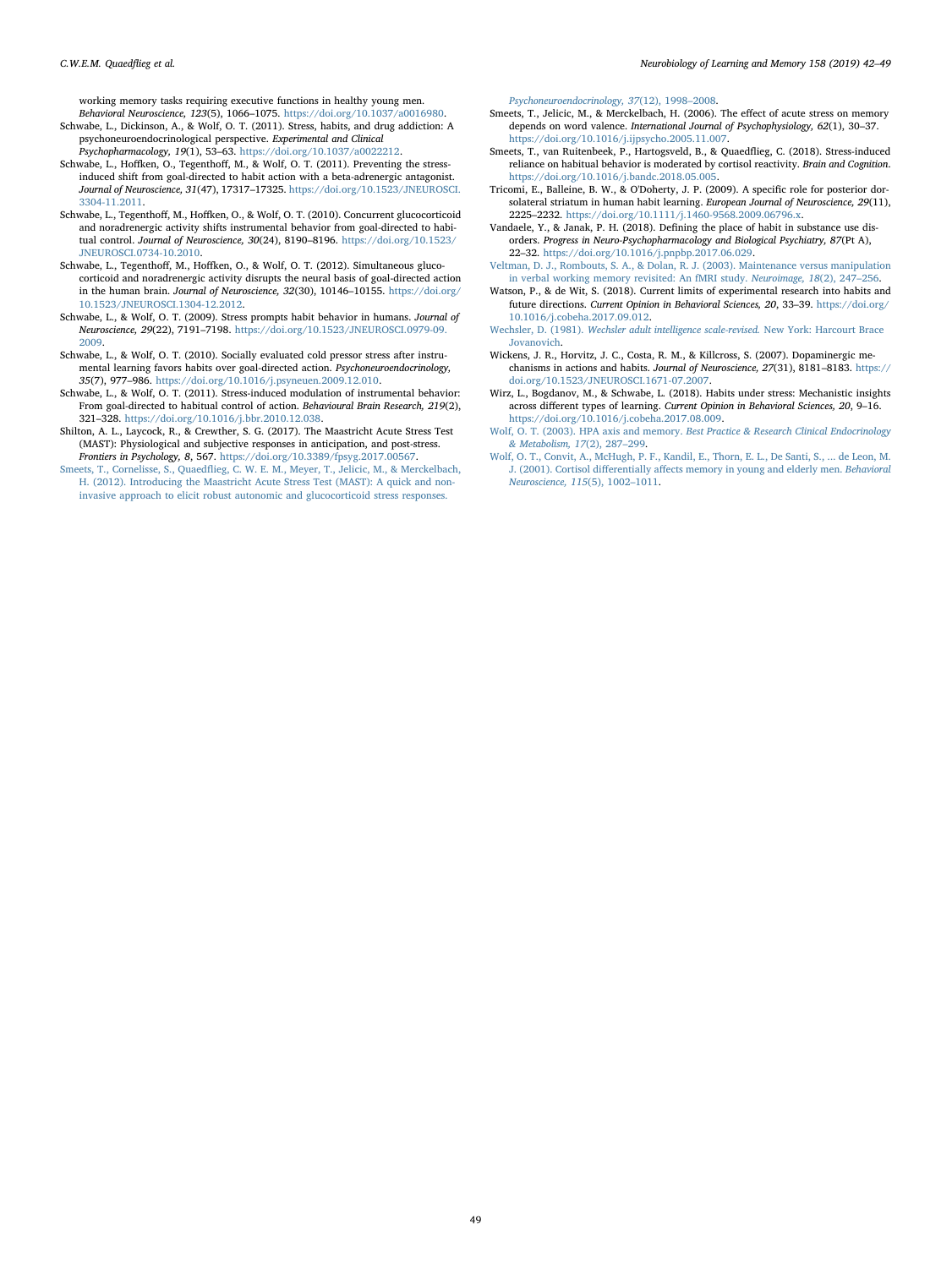working memory tasks requiring executive functions in healthy young men. *Behavioral Neuroscience, 123*(5), 1066–1075. https://doi.org/10.1037/a0016980.

Schwabe, L., Dickinson, A., & Wolf, O. T. (2011). Stress, habits, and drug addiction: A psychoneuroendocrinological perspective. *Experimental and Clinical Psychopharmacology, 19*(1), 53–63. https://doi.org/10.1037/a0022212.

Schwabe, L., Hoffken, O., Tegenthoff, M., & Wolf, O. T. (2011). Preventing the stress-induced shift from goal-directed to habit action with a beta-adrenergic antagonist. *Journal of Neuroscience, 31*(47), 17317–17325. https://doi.org/10.1523/JNEUROSCI.3304-11.2011.

Schwabe, L., Tegenthoff, M., Hoffken, O., & Wolf, O. T. (2010). Concurrent glucocorticoid and noradrenergic activity shifts instrumental behavior from goal-directed to habitual control. *Journal of Neuroscience, 30*(24), 8190–8196. https://doi.org/10.1523/JNEUROSCI.0734-10.2010.

Schwabe, L., Tegenthoff, M., Hoffken, O., & Wolf, O. T. (2012). Simultaneous glucocorticoid and noradrenergic activity disrupts the neural basis of goal-directed action in the human brain. *Journal of Neuroscience, 32*(30), 10146–10155. https://doi.org/10.1523/JNEUROSCI.1304-12.2012.

Schwabe, L., & Wolf, O. T. (2009). Stress prompts habit behavior in humans. *Journal of Neuroscience, 29*(22), 7191–7198. https://doi.org/10.1523/JNEUROSCI.0979-09.2009.

Schwabe, L., & Wolf, O. T. (2010). Socially evaluated cold pressor stress after instrumental learning favors habits over goal-directed action. *Psychoneuroendocrinology, 35*(7), 977–986. https://doi.org/10.1016/j.psyneuen.2009.12.010.

Schwabe, L., & Wolf, O. T. (2011). Stress-induced modulation of instrumental behavior: From goal-directed to habitual control of action. *Behavioural Brain Research, 219*(2), 321–328. https://doi.org/10.1016/j.bbr.2010.12.038.

Shilton, A. L., Laycock, R., & Crewther, S. G. (2017). The Maastricht Acute Stress Test (MAST): Physiological and subjective responses in anticipation, and post-stress. *Frontiers in Psychology, 8*, 567. https://doi.org/10.3389/fpsyg.2017.00567.

Smeets, T., Cornelisse, S., Quaedflieg, C. W. E. M., Meyer, T., Jelicic, M., & Merckelbach, H. (2012). Introducing the Maastricht Acute Stress Test (MAST): A quick and non-invasive approach to elicit robust autonomic and glucocorticoid stress responses. *Psychoneuroendocrinology, 37*(12), 1998–2008.

Smeets, T., Jelicic, M., & Merckelbach, H. (2006). The effect of acute stress on memory depends on word valence. *International Journal of Psychophysiology, 62*(1), 30–37. https://doi.org/10.1016/j.ijpsycho.2005.11.007.

Smeets, T., van Ruitenbeek, P., Hartogsveld, B., & Quaedflieg, C. (2018). Stress-induced reliance on habitual behavior is moderated by cortisol reactivity. *Brain and Cognition*. https://doi.org/10.1016/j.bandc.2018.05.005.

Tricomi, E., Balleine, B. W., & O'Doherty, J. P. (2009). A specific role for posterior dorsolateral striatum in human habit learning. *European Journal of Neuroscience, 29*(11), 2225–2232. https://doi.org/10.1111/j.1460-9568.2009.06796.x.

Vandaele, Y., & Janak, P. H. (2018). Defining the place of habit in substance use disorders. *Progress in Neuro-Psychopharmacology and Biological Psychiatry, 87*(Pt A), 22–32. https://doi.org/10.1016/j.pnpbp.2017.06.029.

Veltman, D. J., Rombouts, S. A., & Dolan, R. J. (2003). Maintenance versus manipulation in verbal working memory revisited: An fMRI study. *Neuroimage, 18*(2), 247–256.

Watson, P., & de Wit, S. (2018). Current limits of experimental research into habits and future directions. *Current Opinion in Behavioral Sciences, 20*, 33–39. https://doi.org/10.1016/j.cobeha.2017.09.012.

Wechsler, D. (1981). *Wechsler adult intelligence scale-revised.* New York: Harcourt Brace Jovanovich.

Wickens, J. R., Horvitz, J. C., Costa, R. M., & Killcross, S. (2007). Dopaminergic mechanisms in actions and habits. *Journal of Neuroscience, 27*(31), 8181–8183. https://doi.org/10.1523/JNEUROSCI.1671-07.2007.

Wirz, L., Bogdanov, M., & Schwabe, L. (2018). Habits under stress: Mechanistic insights across different types of learning. *Current Opinion in Behavioral Sciences, 20*, 9–16. https://doi.org/10.1016/j.cobeha.2017.08.009.

Wolf, O. T. (2003). HPA axis and memory. *Best Practice & Research Clinical Endocrinology & Metabolism, 17*(2), 287–299.

Wolf, O. T., Convit, A., McHugh, P. F., Kandil, E., Thorn, E. L., De Santi, S., ... de Leon, M. J. (2001). Cortisol differentially affects memory in young and elderly men. *Behavioral Neuroscience, 115*(5), 1002–1011.